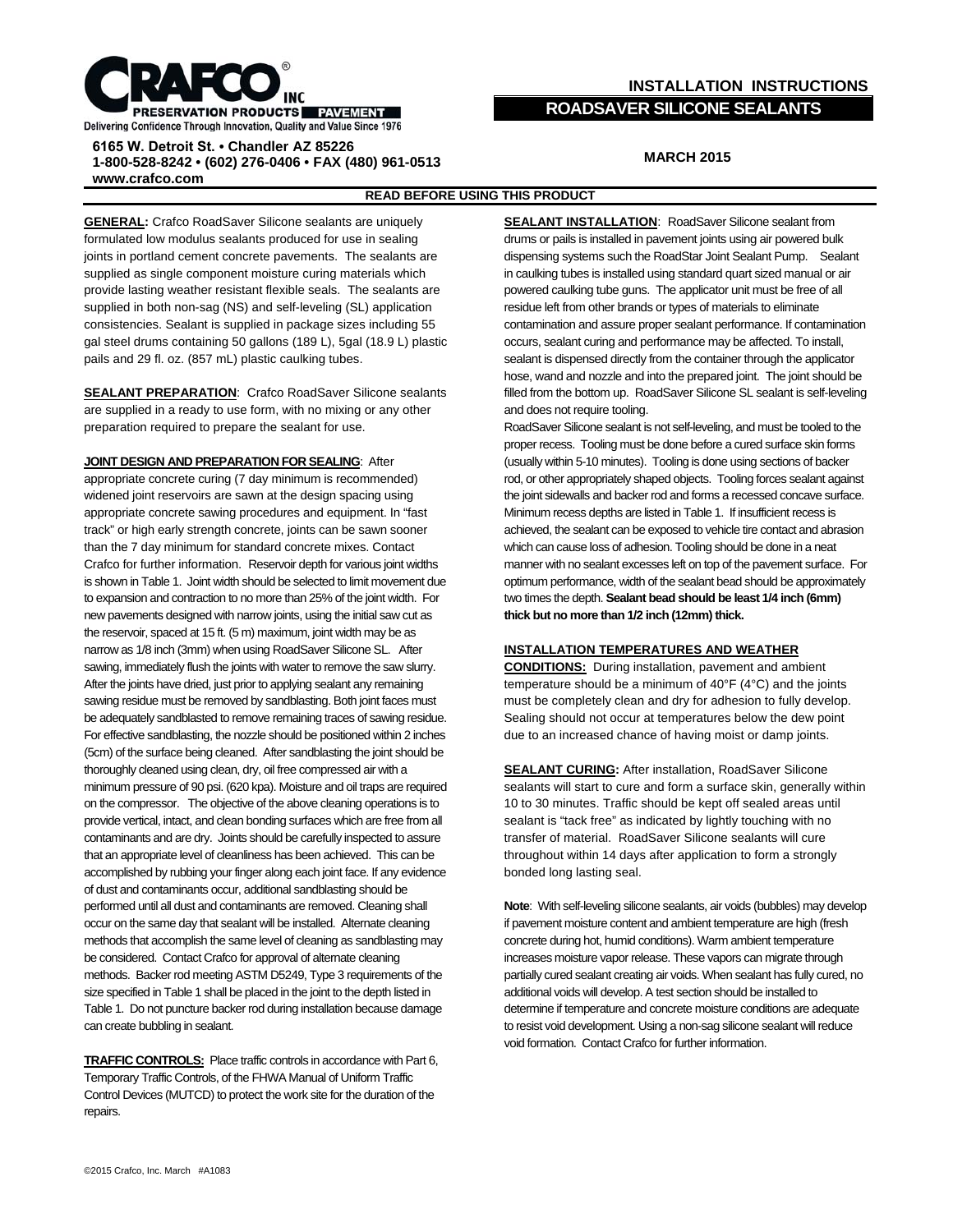**CRAFCO INC**
**PRESERVATION PRODUCTS PAVEMENT**
Delivering Confidence Through Innovation, Quality and Value Since 1976

**6165 W. Detroit St. • Chandler AZ 85226**
**1-800-528-8242 • (602) 276-0406 • FAX (480) 961-0513**
**www.crafco.com**

# INSTALLATION INSTRUCTIONS

## ROADSAVER SILICONE SEALANTS

**MARCH 2015**

**READ BEFORE USING THIS PRODUCT**

**GENERAL:** Crafco RoadSaver Silicone sealants are uniquely formulated low modulus sealants produced for use in sealing joints in portland cement concrete pavements. The sealants are supplied as single component moisture curing materials which provide lasting weather resistant flexible seals. The sealants are supplied in both non-sag (NS) and self-leveling (SL) application consistencies. Sealant is supplied in package sizes including 55 gal steel drums containing 50 gallons (189 L), 5gal (18.9 L) plastic pails and 29 fl. oz. (857 mL) plastic caulking tubes.

**SEALANT PREPARATION**: Crafco RoadSaver Silicone sealants are supplied in a ready to use form, with no mixing or any other preparation required to prepare the sealant for use.

**JOINT DESIGN AND PREPARATION FOR SEALING**: After appropriate concrete curing (7 day minimum is recommended) widened joint reservoirs are sawn at the design spacing using appropriate concrete sawing procedures and equipment. In "fast track" or high early strength concrete, joints can be sawn sooner than the 7 day minimum for standard concrete mixes. Contact Crafco for further information. Reservoir depth for various joint widths is shown in Table 1. Joint width should be selected to limit movement due to expansion and contraction to no more than 25% of the joint width. For new pavements designed with narrow joints, using the initial saw cut as the reservoir, spaced at 15 ft. (5 m) maximum, joint width may be as narrow as 1/8 inch (3mm) when using RoadSaver Silicone SL. After sawing, immediately flush the joints with water to remove the saw slurry. After the joints have dried, just prior to applying sealant any remaining sawing residue must be removed by sandblasting. Both joint faces must be adequately sandblasted to remove remaining traces of sawing residue. For effective sandblasting, the nozzle should be positioned within 2 inches (5cm) of the surface being cleaned. After sandblasting the joint should be thoroughly cleaned using clean, dry, oil free compressed air with a minimum pressure of 90 psi. (620 kpa). Moisture and oil traps are required on the compressor. The objective of the above cleaning operations is to provide vertical, intact, and clean bonding surfaces which are free from all contaminants and are dry. Joints should be carefully inspected to assure that an appropriate level of cleanliness has been achieved. This can be accomplished by rubbing your finger along each joint face. If any evidence of dust and contaminants occur, additional sandblasting should be performed until all dust and contaminants are removed. Cleaning shall occur on the same day that sealant will be installed. Alternate cleaning methods that accomplish the same level of cleaning as sandblasting may be considered. Contact Crafco for approval of alternate cleaning methods. Backer rod meeting ASTM D5249, Type 3 requirements of the size specified in Table 1 shall be placed in the joint to the depth listed in Table 1. Do not puncture backer rod during installation because damage can create bubbling in sealant.

**TRAFFIC CONTROLS:** Place traffic controls in accordance with Part 6, Temporary Traffic Controls, of the FHWA Manual of Uniform Traffic Control Devices (MUTCD) to protect the work site for the duration of the repairs.

**SEALANT INSTALLATION**: RoadSaver Silicone sealant from drums or pails is installed in pavement joints using air powered bulk dispensing systems such the RoadStar Joint Sealant Pump. Sealant in caulking tubes is installed using standard quart sized manual or air powered caulking tube guns. The applicator unit must be free of all residue left from other brands or types of materials to eliminate contamination and assure proper sealant performance. If contamination occurs, sealant curing and performance may be affected. To install, sealant is dispensed directly from the container through the applicator hose, wand and nozzle and into the prepared joint. The joint should be filled from the bottom up. RoadSaver Silicone SL sealant is self-leveling and does not require tooling.

RoadSaver Silicone sealant is not self-leveling, and must be tooled to the proper recess. Tooling must be done before a cured surface skin forms (usually within 5-10 minutes). Tooling is done using sections of backer rod, or other appropriately shaped objects. Tooling forces sealant against the joint sidewalls and backer rod and forms a recessed concave surface. Minimum recess depths are listed in Table 1. If insufficient recess is achieved, the sealant can be exposed to vehicle tire contact and abrasion which can cause loss of adhesion. Tooling should be done in a neat manner with no sealant excesses left on top of the pavement surface. For optimum performance, width of the sealant bead should be approximately two times the depth. **Sealant bead should be least 1/4 inch (6mm) thick but no more than 1/2 inch (12mm) thick.**

**INSTALLATION TEMPERATURES AND WEATHER CONDITIONS:** During installation, pavement and ambient temperature should be a minimum of 40°F (4°C) and the joints must be completely clean and dry for adhesion to fully develop. Sealing should not occur at temperatures below the dew point due to an increased chance of having moist or damp joints.

**SEALANT CURING:** After installation, RoadSaver Silicone sealants will start to cure and form a surface skin, generally within 10 to 30 minutes. Traffic should be kept off sealed areas until sealant is "tack free" as indicated by lightly touching with no transfer of material. RoadSaver Silicone sealants will cure throughout within 14 days after application to form a strongly bonded long lasting seal.

**Note**: With self-leveling silicone sealants, air voids (bubbles) may develop if pavement moisture content and ambient temperature are high (fresh concrete during hot, humid conditions). Warm ambient temperature increases moisture vapor release. These vapors can migrate through partially cured sealant creating air voids. When sealant has fully cured, no additional voids will develop. A test section should be installed to determine if temperature and concrete moisture conditions are adequate to resist void development. Using a non-sag silicone sealant will reduce void formation. Contact Crafco for further information.

©2015 Crafco, Inc. March #A1083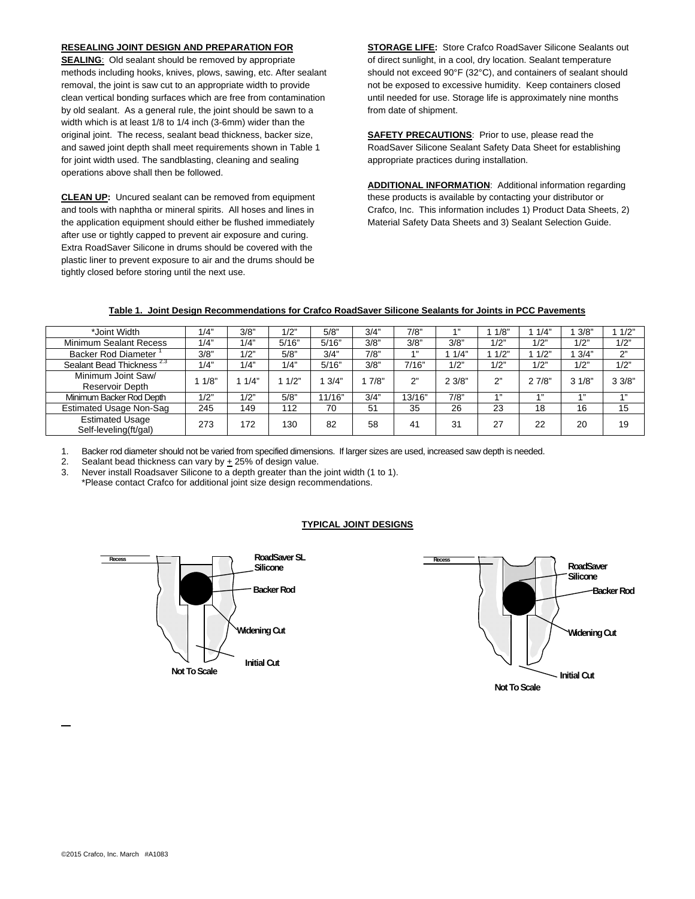**RESEALING JOINT DESIGN AND PREPARATION FOR SEALING**: Old sealant should be removed by appropriate methods including hooks, knives, plows, sawing, etc. After sealant removal, the joint is saw cut to an appropriate width to provide clean vertical bonding surfaces which are free from contamination by old sealant. As a general rule, the joint should be sawn to a width which is at least 1/8 to 1/4 inch (3-6mm) wider than the original joint. The recess, sealant bead thickness, backer size, and sawed joint depth shall meet requirements shown in Table 1 for joint width used. The sandblasting, cleaning and sealing operations above shall then be followed.

**CLEAN UP:** Uncured sealant can be removed from equipment and tools with naphtha or mineral spirits. All hoses and lines in the application equipment should either be flushed immediately after use or tightly capped to prevent air exposure and curing. Extra RoadSaver Silicone in drums should be covered with the plastic liner to prevent exposure to air and the drums should be tightly closed before storing until the next use.

**STORAGE LIFE:** Store Crafco RoadSaver Silicone Sealants out of direct sunlight, in a cool, dry location. Sealant temperature should not exceed 90°F (32°C), and containers of sealant should not be exposed to excessive humidity. Keep containers closed until needed for use. Storage life is approximately nine months from date of shipment.

**SAFETY PRECAUTIONS**: Prior to use, please read the RoadSaver Silicone Sealant Safety Data Sheet for establishing appropriate practices during installation.

**ADDITIONAL INFORMATION**: Additional information regarding these products is available by contacting your distributor or Crafco, Inc. This information includes 1) Product Data Sheets, 2) Material Safety Data Sheets and 3) Sealant Selection Guide.

**Table 1. Joint Design Recommendations for Crafco RoadSaver Silicone Sealants for Joints in PCC Pavements**

| *Joint Width | 1/4" | 3/8" | 1/2" | 5/8" | 3/4" | 7/8" | 1" | 1 1/8" | 1 1/4" | 1 3/8" | 1 1/2" |
|---|---|---|---|---|---|---|---|---|---|---|---|
| Minimum Sealant Recess | 1/4" | 1/4" | 5/16" | 5/16" | 3/8" | 3/8" | 3/8" | 1/2" | 1/2" | 1/2" | 1/2" |
| Backer Rod Diameter [1] | 3/8" | 1/2" | 5/8" | 3/4" | 7/8" | 1" | 1 1/4" | 1 1/2" | 1 1/2" | 1 3/4" | 2" |
| Sealant Bead Thickness [2,3] | 1/4" | 1/4" | 1/4" | 5/16" | 3/8" | 7/16" | 1/2" | 1/2" | 1/2" | 1/2" | 1/2" |
| Minimum Joint Saw/ Reservoir Depth | 1 1/8" | 1 1/4" | 1 1/2" | 1 3/4" | 1 7/8" | 2" | 2 3/8" | 2" | 2 7/8" | 3 1/8" | 3 3/8" |
| Minimum Backer Rod Depth | 1/2" | 1/2" | 5/8" | 11/16" | 3/4" | 13/16" | 7/8" | 1" | 1" | 1" | 1" |
| Estimated Usage Non-Sag | 245 | 149 | 112 | 70 | 51 | 35 | 26 | 23 | 18 | 16 | 15 |
| Estimated Usage Self-leveling(ft/gal) | 273 | 172 | 130 | 82 | 58 | 41 | 31 | 27 | 22 | 20 | 19 |

1. Backer rod diameter should not be varied from specified dimensions. If larger sizes are used, increased saw depth is needed.
2. Sealant bead thickness can vary by ± 25% of design value.
3. Never install Roadsaver Silicone to a depth greater than the joint width (1 to 1).

*Please contact Crafco for additional joint size design recommendations.

**TYPICAL JOINT DESIGNS**

Recess
RoadSaver SL Silicone
Backer Rod
Widening Cut
Initial Cut
Not To Scale

Recess
RoadSaver Silicone
Backer Rod
Widening Cut
Initial Cut
Not To Scale

©2015 Crafco, Inc. March #A1083